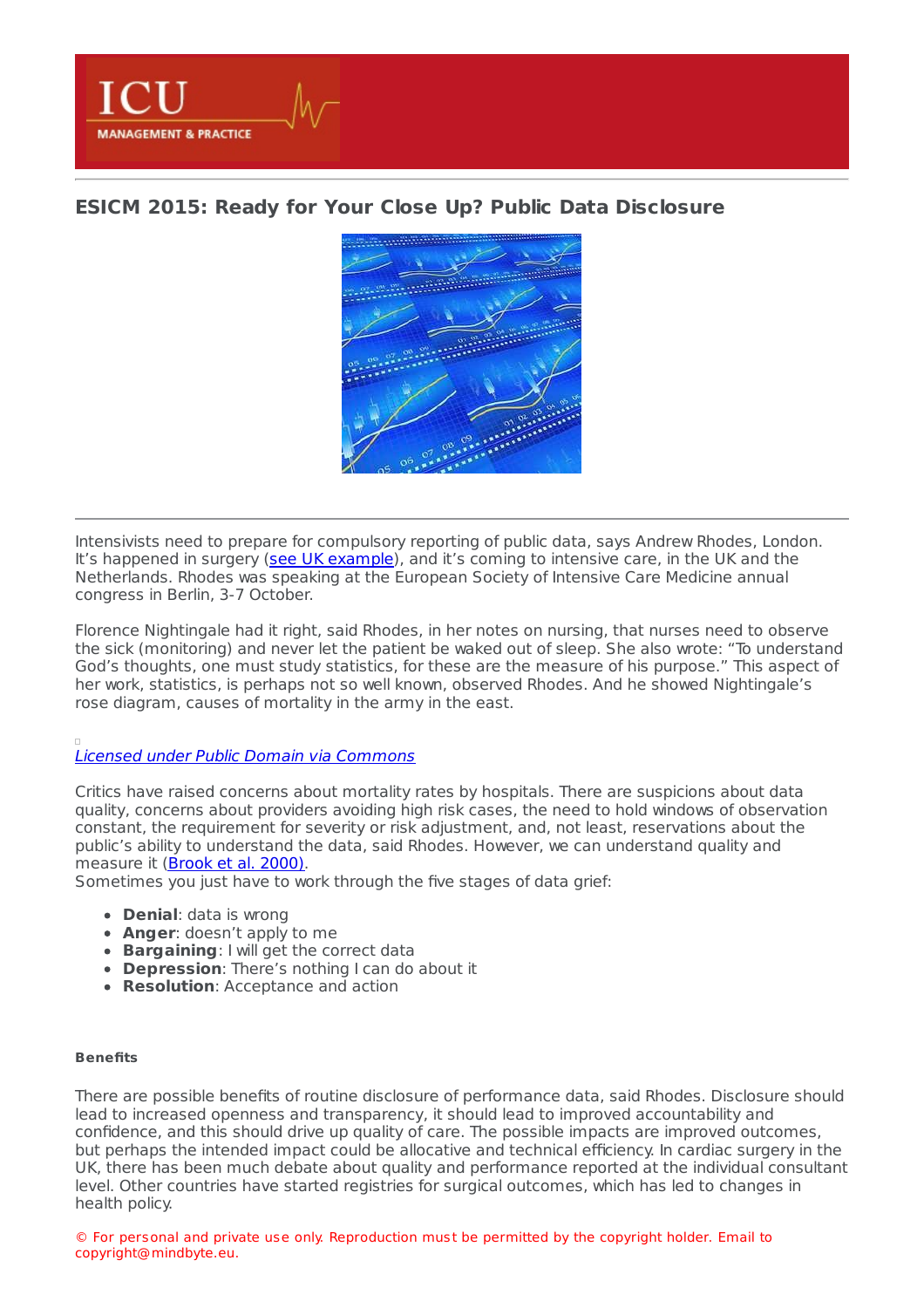# ESICM 2015: Ready for Your Close Up? Public Data Disclosure

Intensivists need to prepare for compulsory reporting of public data, says Andrew Rhodes, London. It's happened in surgery (see UK example), and it's coming to intensive care, in the UK and the Netherlands. Rhodes was speaking at the European Society of Intensive Care Medicine annual congress in Berlin, 3-7 October.

Florence Nightingale had it right, said Rhodes, in her notes on nursing, that nurses need to observe the sick (monitoring) and never let the patient be waked out of sleep. She also wrote: "To understand God's thoughts, one must study statistics, for these are the measure of his purpose." This aspect of her work, statistics, is perhaps not so well known, observed Rhodes. And he showed Nightingale's rose diagram, causes of mortality in the army in the east.

*Licensed under Public Domain via Commons*

Critics have raised concerns about mortality rates by hospitals. There are suspicions about data quality, concerns about providers avoiding high risk cases, the need to hold windows of observation constant, the requirement for severity or risk adjustment, and, not least, reservations about the public's ability to understand the data, said Rhodes. However, we can understand quality and measure it (Brook et al. 2000).

Sometimes you just have to work through the five stages of data grief:

- **Denial**: data is wrong
- **Anger**: doesn't apply to me
- **Bargaining**: I will get the correct data
- **Depression**: There's nothing I can do about it
- **Resolution**: Acceptance and action

#### Benefits

There are possible benefits of routine disclosure of performance data, said Rhodes. Disclosure should lead to increased openness and transparency, it should lead to improved accountability and confidence, and this should drive up quality of care. The possible impacts are improved outcomes, but perhaps the intended impact could be allocative and technical efficiency. In cardiac surgery in the UK, there has been much debate about quality and performance reported at the individual consultant level. Other countries have started registries for surgical outcomes, which has led to changes in health policy.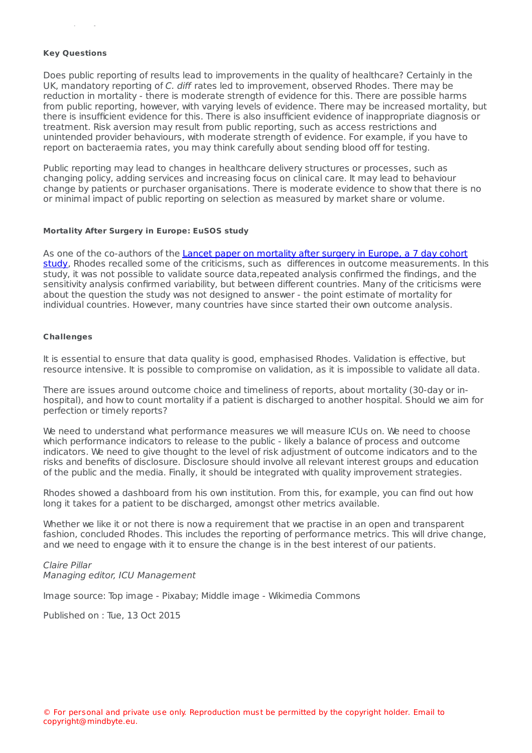### Key Questions

Does public reporting of results lead to improvements in the quality of healthcare? Certainly in the UK, mandatory reporting of *C. diff* rates led to improvement, observed Rhodes. There may be reduction in mortality - there is moderate strength of evidence for this. There are possible harms from public reporting, however, with varying levels of evidence. There may be increased mortality, but there is insufficient evidence for this. There is also insufficient evidence of inappropriate diagnosis or treatment. Risk aversion may result from public reporting, such as access restrictions and unintended provider behaviours, with moderate strength of evidence. For example, if you have to report on bacteraemia rates, you may think carefully about sending blood off for testing.

Public reporting may lead to changes in healthcare delivery structures or processes, such as changing policy, adding services and increasing focus on clinical care. It may lead to behaviour change by patients or purchaser organisations. There is moderate evidence to show that there is no or minimal impact of public reporting on selection as measured by market share or volume.

### Mortality After Surgery in Europe: EuSOS study

As one of the co-authors of the [Lancet paper on mortality after surgery in Europe, a 7 day cohort study](), Rhodes recalled some of the criticisms, such as differences in outcome measurements. In this study, it was not possible to validate source data,repeated analysis confirmed the findings, and the sensitivity analysis confirmed variability, but between different countries. Many of the criticisms were about the question the study was not designed to answer - the point estimate of mortality for individual countries. However, many countries have since started their own outcome analysis.

### Challenges

It is essential to ensure that data quality is good, emphasised Rhodes. Validation is effective, but resource intensive. It is possible to compromise on validation, as it is impossible to validate all data.

There are issues around outcome choice and timeliness of reports, about mortality (30-day or in-hospital), and how to count mortality if a patient is discharged to another hospital. Should we aim for perfection or timely reports?

We need to understand what performance measures we will measure ICUs on. We need to choose which performance indicators to release to the public - likely a balance of process and outcome indicators. We need to give thought to the level of risk adjustment of outcome indicators and to the risks and benefits of disclosure. Disclosure should involve all relevant interest groups and education of the public and the media. Finally, it should be integrated with quality improvement strategies.

Rhodes showed a dashboard from his own institution. From this, for example, you can find out how long it takes for a patient to be discharged, amongst other metrics available.

Whether we like it or not there is now a requirement that we practise in an open and transparent fashion, concluded Rhodes. This includes the reporting of performance metrics. This will drive change, and we need to engage with it to ensure the change is in the best interest of our patients.

*Claire Pillar*
*Managing editor, ICU Management*

Image source: Top image - Pixabay; Middle image - Wikimedia Commons

Published on : Tue, 13 Oct 2015

© For personal and private use only. Reproduction must be permitted by the copyright holder. Email to copyright@mindbyte.eu.